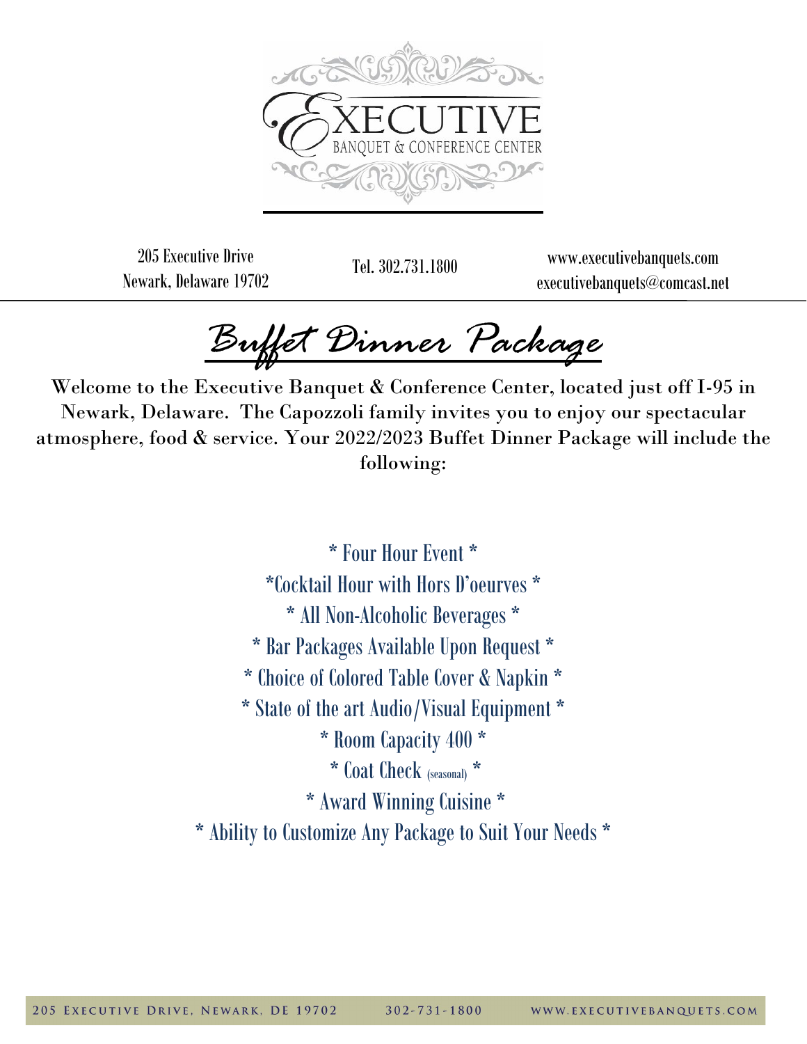# EXECUTIVE
BANQUET & CONFERENCE CENTER

205 Executive Drive
Newark, Delaware 19702

Tel. 302.731.1800

www.executivebanquets.com
executivebanquets@comcast.net

## Buffet Dinner Package

Welcome to the Executive Banquet & Conference Center, located just off I-95 in Newark, Delaware. The Capozzoli family invites you to enjoy our spectacular atmosphere, food & service. Your 2022/2023 Buffet Dinner Package will include the following:

\* Four Hour Event \*
\*Cocktail Hour with Hors D'oeurves \*
\* All Non-Alcoholic Beverages \*
\* Bar Packages Available Upon Request \*
\* Choice of Colored Table Cover & Napkin \*
\* State of the art Audio/Visual Equipment \*
\* Room Capacity 400 \*
\* Coat Check (seasonal) \*
\* Award Winning Cuisine \*
\* Ability to Customize Any Package to Suit Your Needs \*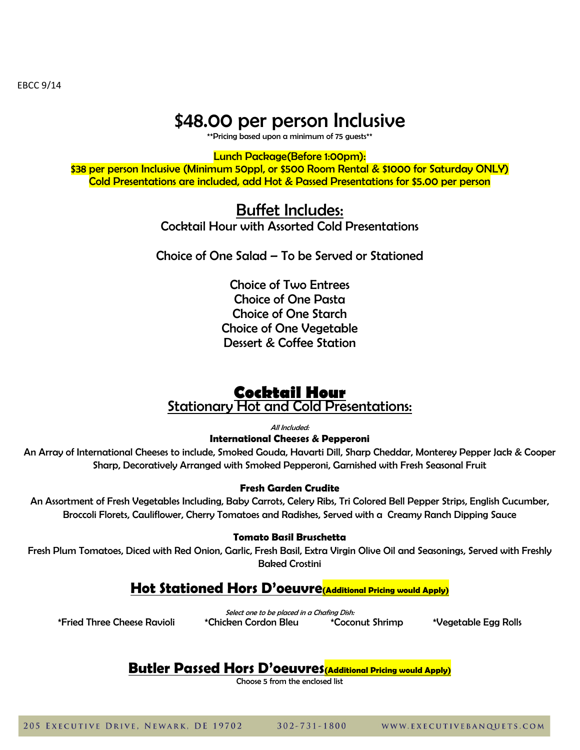EBCC 9/14

# $48.00 per person Inclusive

**Pricing based upon a minimum of 75 guests**

Lunch Package(Before 1:00pm):
$38 per person Inclusive (Minimum 50ppl, or $500 Room Rental & $1000 for Saturday ONLY)
Cold Presentations are included, add Hot & Passed Presentations for $5.00 per person

## Buffet Includes:

Cocktail Hour with Assorted Cold Presentations

Choice of One Salad – To be Served or Stationed

Choice of Two Entrees
Choice of One Pasta
Choice of One Starch
Choice of One Vegetable
Dessert & Coffee Station

## Cocktail Hour

### Stationary Hot and Cold Presentations:

*All Included:*

**International Cheeses & Pepperoni**

An Array of International Cheeses to include, Smoked Gouda, Havarti Dill, Sharp Cheddar, Monterey Pepper Jack & Cooper Sharp, Decoratively Arranged with Smoked Pepperoni, Garnished with Fresh Seasonal Fruit

**Fresh Garden Crudite**

An Assortment of Fresh Vegetables Including, Baby Carrots, Celery Ribs, Tri Colored Bell Pepper Strips, English Cucumber, Broccoli Florets, Cauliflower, Cherry Tomatoes and Radishes, Served with a Creamy Ranch Dipping Sauce

**Tomato Basil Bruschetta**

Fresh Plum Tomatoes, Diced with Red Onion, Garlic, Fresh Basil, Extra Virgin Olive Oil and Seasonings, Served with Freshly Baked Crostini

### Hot Stationed Hors D'oeuvre (Additional Pricing would Apply)

*Select one to be placed in a Chafing Dish:*

*Fried Three Cheese Ravioli *Chicken Cordon Bleu *Coconut Shrimp *Vegetable Egg Rolls

### Butler Passed Hors D'oeuvres (Additional Pricing would Apply)

Choose 5 from the enclosed list

205 Executive Drive, Newark, DE 19702 302-731-1800 www.executivebanquets.com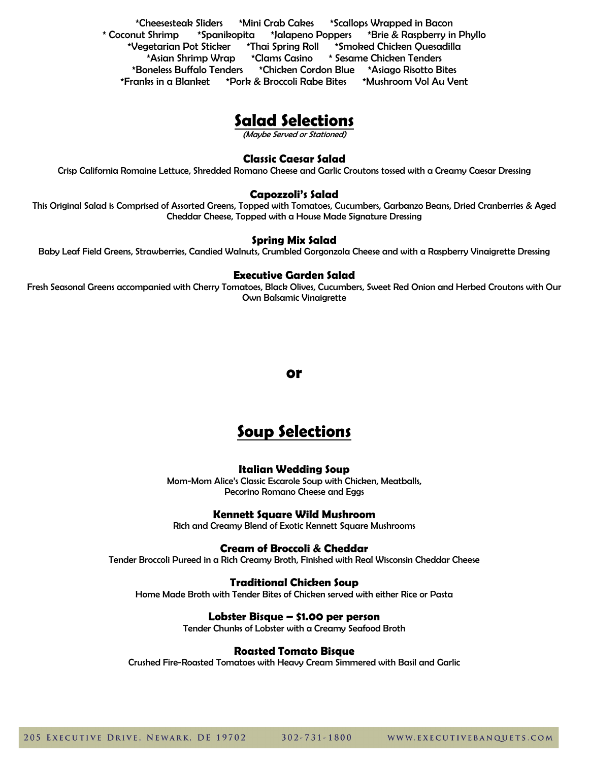*Cheesesteak Sliders *Mini Crab Cakes *Scallops Wrapped in Bacon
* Coconut Shrimp *Spanikopita *Jalapeno Poppers *Brie & Raspberry in Phyllo
*Vegetarian Pot Sticker *Thai Spring Roll *Smoked Chicken Quesadilla
*Asian Shrimp Wrap *Clams Casino * Sesame Chicken Tenders
*Boneless Buffalo Tenders *Chicken Cordon Blue *Asiago Risotto Bites
*Franks in a Blanket *Pork & Broccoli Rabe Bites *Mushroom Vol Au Vent

# Salad Selections

*(Maybe Served or Stationed)*

### Classic Caesar Salad

Crisp California Romaine Lettuce, Shredded Romano Cheese and Garlic Croutons tossed with a Creamy Caesar Dressing

### Capozzoli's Salad

This Original Salad is Comprised of Assorted Greens, Topped with Tomatoes, Cucumbers, Garbanzo Beans, Dried Cranberries & Aged Cheddar Cheese, Topped with a House Made Signature Dressing

### Spring Mix Salad

Baby Leaf Field Greens, Strawberries, Candied Walnuts, Crumbled Gorgonzola Cheese and with a Raspberry Vinaigrette Dressing

### Executive Garden Salad

Fresh Seasonal Greens accompanied with Cherry Tomatoes, Black Olives, Cucumbers, Sweet Red Onion and Herbed Croutons with Our Own Balsamic Vinaigrette

**or**

# Soup Selections

### Italian Wedding Soup

Mom-Mom Alice's Classic Escarole Soup with Chicken, Meatballs, Pecorino Romano Cheese and Eggs

### Kennett Square Wild Mushroom

Rich and Creamy Blend of Exotic Kennett Square Mushrooms

### Cream of Broccoli & Cheddar

Tender Broccoli Pureed in a Rich Creamy Broth, Finished with Real Wisconsin Cheddar Cheese

### Traditional Chicken Soup

Home Made Broth with Tender Bites of Chicken served with either Rice or Pasta

### Lobster Bisque – $1.00 per person

Tender Chunks of Lobster with a Creamy Seafood Broth

### Roasted Tomato Bisque

Crushed Fire-Roasted Tomatoes with Heavy Cream Simmered with Basil and Garlic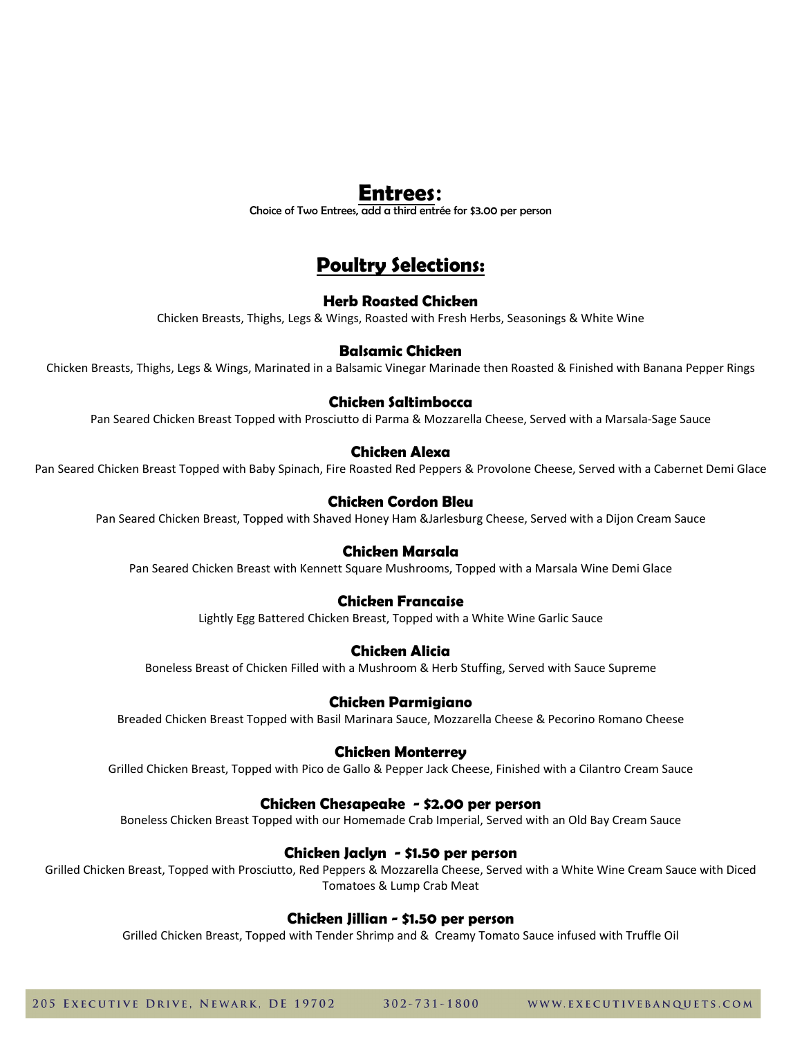# Entrees:

Choice of Two Entrees, add a third entrée for $3.00 per person

## Poultry Selections:

### Herb Roasted Chicken

Chicken Breasts, Thighs, Legs & Wings, Roasted with Fresh Herbs, Seasonings & White Wine

### Balsamic Chicken

Chicken Breasts, Thighs, Legs & Wings, Marinated in a Balsamic Vinegar Marinade then Roasted & Finished with Banana Pepper Rings

### Chicken Saltimbocca

Pan Seared Chicken Breast Topped with Prosciutto di Parma & Mozzarella Cheese, Served with a Marsala-Sage Sauce

### Chicken Alexa

Pan Seared Chicken Breast Topped with Baby Spinach, Fire Roasted Red Peppers & Provolone Cheese, Served with a Cabernet Demi Glace

### Chicken Cordon Bleu

Pan Seared Chicken Breast, Topped with Shaved Honey Ham &Jarlesburg Cheese, Served with a Dijon Cream Sauce

### Chicken Marsala

Pan Seared Chicken Breast with Kennett Square Mushrooms, Topped with a Marsala Wine Demi Glace

### Chicken Francaise

Lightly Egg Battered Chicken Breast, Topped with a White Wine Garlic Sauce

### Chicken Alicia

Boneless Breast of Chicken Filled with a Mushroom & Herb Stuffing, Served with Sauce Supreme

### Chicken Parmigiano

Breaded Chicken Breast Topped with Basil Marinara Sauce, Mozzarella Cheese & Pecorino Romano Cheese

### Chicken Monterrey

Grilled Chicken Breast, Topped with Pico de Gallo & Pepper Jack Cheese, Finished with a Cilantro Cream Sauce

### Chicken Chesapeake - $2.00 per person

Boneless Chicken Breast Topped with our Homemade Crab Imperial, Served with an Old Bay Cream Sauce

### Chicken Jaclyn - $1.50 per person

Grilled Chicken Breast, Topped with Prosciutto, Red Peppers & Mozzarella Cheese, Served with a White Wine Cream Sauce with Diced Tomatoes & Lump Crab Meat

### Chicken Jillian - $1.50 per person

Grilled Chicken Breast, Topped with Tender Shrimp and & Creamy Tomato Sauce infused with Truffle Oil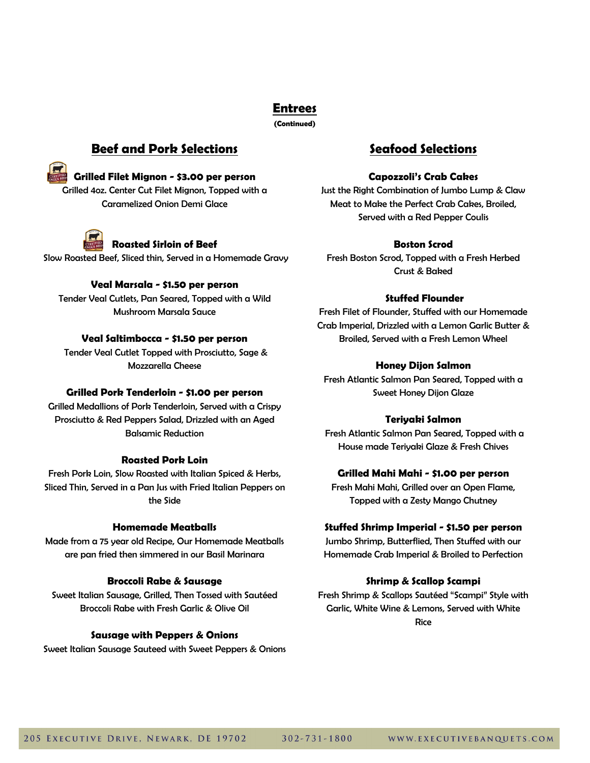## Entrees

**(Continued)**

### Beef and Pork Selections

**Grilled Filet Mignon - $3.00 per person**
Grilled 4oz. Center Cut Filet Mignon, Topped with a Caramelized Onion Demi Glace

**Roasted Sirloin of Beef**
Slow Roasted Beef, Sliced thin, Served in a Homemade Gravy

**Veal Marsala - $1.50 per person**
Tender Veal Cutlets, Pan Seared, Topped with a Wild Mushroom Marsala Sauce

**Veal Saltimbocca - $1.50 per person**
Tender Veal Cutlet Topped with Prosciutto, Sage & Mozzarella Cheese

**Grilled Pork Tenderloin - $1.00 per person**
Grilled Medallions of Pork Tenderloin, Served with a Crispy Prosciutto & Red Peppers Salad, Drizzled with an Aged Balsamic Reduction

**Roasted Pork Loin**
Fresh Pork Loin, Slow Roasted with Italian Spiced & Herbs, Sliced Thin, Served in a Pan Jus with Fried Italian Peppers on the Side

**Homemade Meatballs**
Made from a 75 year old Recipe, Our Homemade Meatballs are pan fried then simmered in our Basil Marinara

**Broccoli Rabe & Sausage**
Sweet Italian Sausage, Grilled, Then Tossed with Sautéed Broccoli Rabe with Fresh Garlic & Olive Oil

**Sausage with Peppers & Onions**
Sweet Italian Sausage Sauteed with Sweet Peppers & Onions

### Seafood Selections

**Capozzoli's Crab Cakes**
Just the Right Combination of Jumbo Lump & Claw Meat to Make the Perfect Crab Cakes, Broiled, Served with a Red Pepper Coulis

**Boston Scrod**
Fresh Boston Scrod, Topped with a Fresh Herbed Crust & Baked

**Stuffed Flounder**
Fresh Filet of Flounder, Stuffed with our Homemade Crab Imperial, Drizzled with a Lemon Garlic Butter & Broiled, Served with a Fresh Lemon Wheel

**Honey Dijon Salmon**
Fresh Atlantic Salmon Pan Seared, Topped with a Sweet Honey Dijon Glaze

**Teriyaki Salmon**
Fresh Atlantic Salmon Pan Seared, Topped with a House made Teriyaki Glaze & Fresh Chives

**Grilled Mahi Mahi - $1.00 per person**
Fresh Mahi Mahi, Grilled over an Open Flame, Topped with a Zesty Mango Chutney

**Stuffed Shrimp Imperial - $1.50 per person**
Jumbo Shrimp, Butterflied, Then Stuffed with our Homemade Crab Imperial & Broiled to Perfection

**Shrimp & Scallop Scampi**
Fresh Shrimp & Scallops Sautéed "Scampi" Style with Garlic, White Wine & Lemons, Served with White Rice

205 Executive Drive, Newark, DE 19702 302-731-1800 www.executivebanquets.com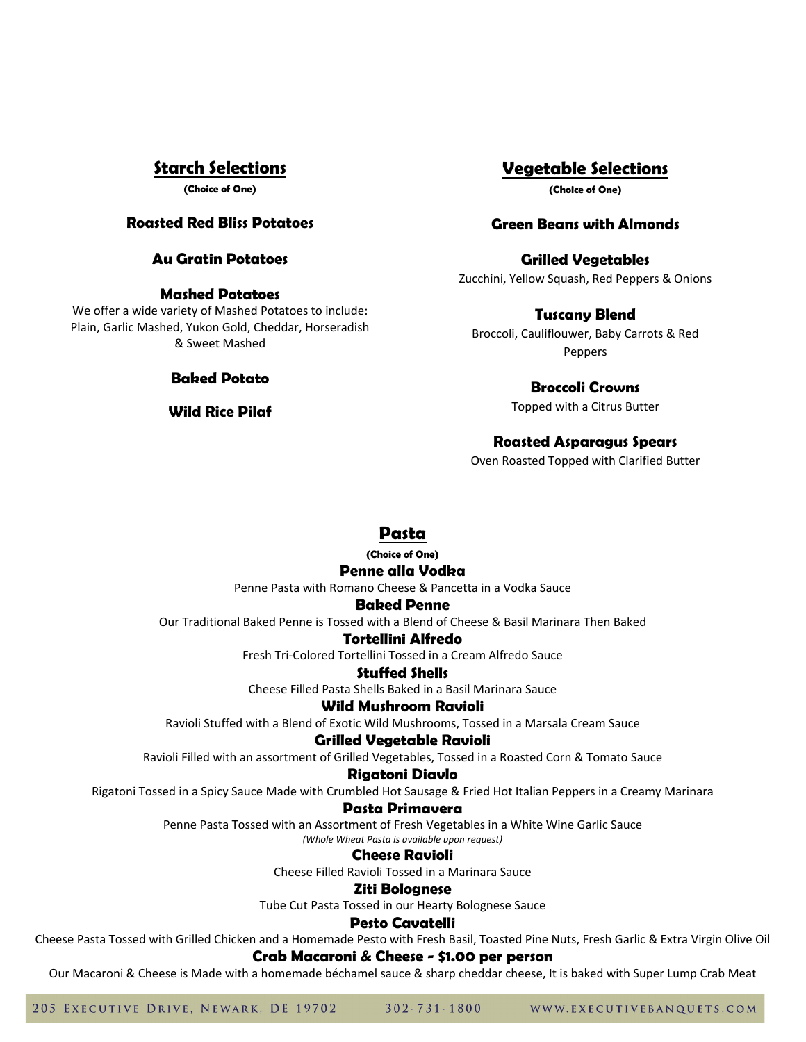## Starch Selections

**(Choice of One)**

**Roasted Red Bliss Potatoes**

**Au Gratin Potatoes**

**Mashed Potatoes**

We offer a wide variety of Mashed Potatoes to include: Plain, Garlic Mashed, Yukon Gold, Cheddar, Horseradish & Sweet Mashed

**Baked Potato**

**Wild Rice Pilaf**

## Vegetable Selections

**(Choice of One)**

**Green Beans with Almonds**

**Grilled Vegetables**

Zucchini, Yellow Squash, Red Peppers & Onions

**Tuscany Blend**

Broccoli, Cauliflouwer, Baby Carrots & Red Peppers

**Broccoli Crowns**

Topped with a Citrus Butter

**Roasted Asparagus Spears**

Oven Roasted Topped with Clarified Butter

## Pasta

**(Choice of One)**

**Penne alla Vodka**

Penne Pasta with Romano Cheese & Pancetta in a Vodka Sauce

**Baked Penne**

Our Traditional Baked Penne is Tossed with a Blend of Cheese & Basil Marinara Then Baked

**Tortellini Alfredo**

Fresh Tri-Colored Tortellini Tossed in a Cream Alfredo Sauce

**Stuffed Shells**

Cheese Filled Pasta Shells Baked in a Basil Marinara Sauce

**Wild Mushroom Ravioli**

Ravioli Stuffed with a Blend of Exotic Wild Mushrooms, Tossed in a Marsala Cream Sauce

**Grilled Vegetable Ravioli**

Ravioli Filled with an assortment of Grilled Vegetables, Tossed in a Roasted Corn & Tomato Sauce

**Rigatoni Diavlo**

Rigatoni Tossed in a Spicy Sauce Made with Crumbled Hot Sausage & Fried Hot Italian Peppers in a Creamy Marinara

**Pasta Primavera**

Penne Pasta Tossed with an Assortment of Fresh Vegetables in a White Wine Garlic Sauce

*(Whole Wheat Pasta is available upon request)*

**Cheese Ravioli**

Cheese Filled Ravioli Tossed in a Marinara Sauce

**Ziti Bolognese**

Tube Cut Pasta Tossed in our Hearty Bolognese Sauce

**Pesto Cavatelli**

Cheese Pasta Tossed with Grilled Chicken and a Homemade Pesto with Fresh Basil, Toasted Pine Nuts, Fresh Garlic & Extra Virgin Olive Oil

**Crab Macaroni & Cheese - $1.00 per person**

Our Macaroni & Cheese is Made with a homemade béchamel sauce & sharp cheddar cheese, It is baked with Super Lump Crab Meat

205 Executive Drive, Newark, DE 19702 302-731-1800 www.executivebanquets.com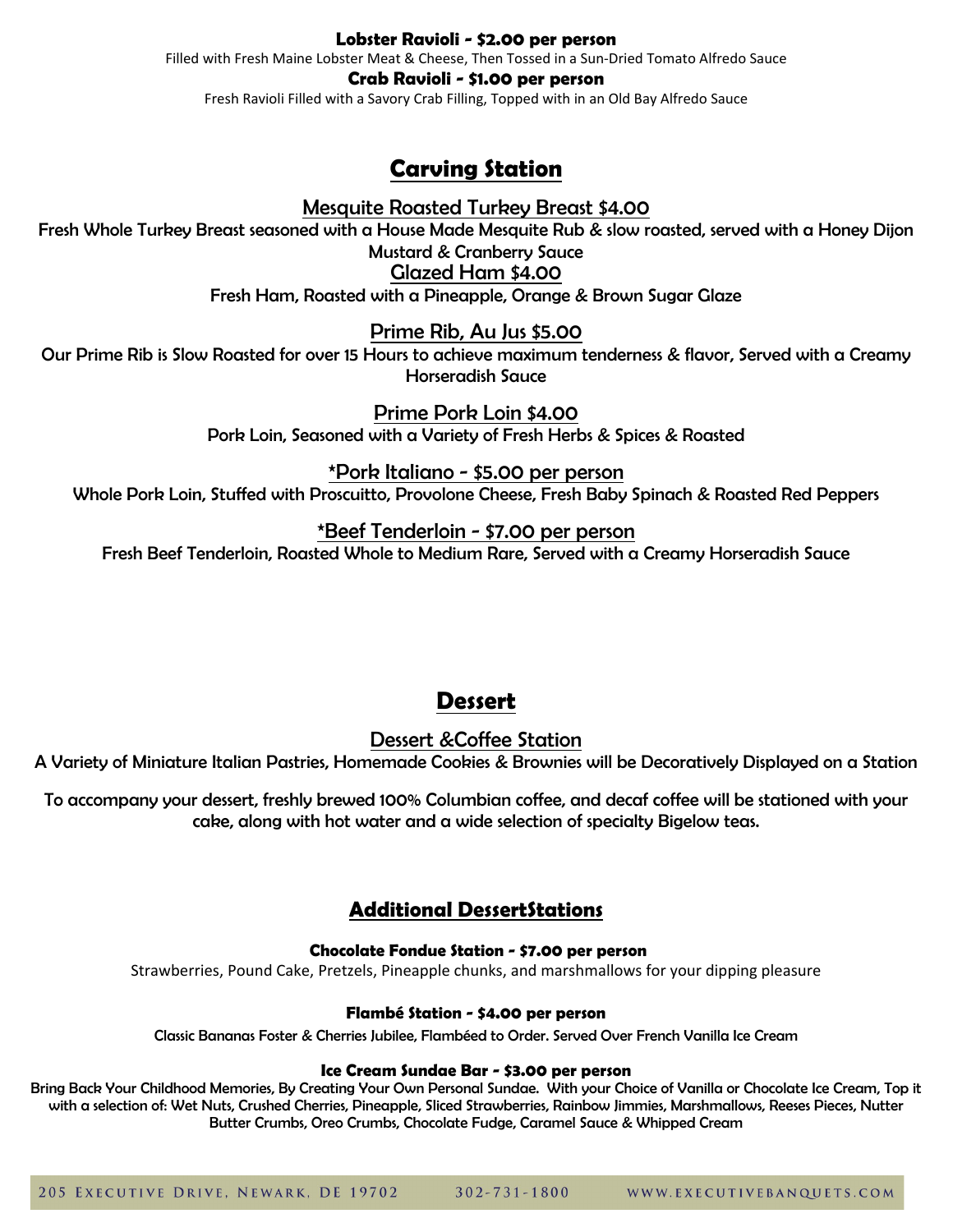**Lobster Ravioli - $2.00 per person**

Filled with Fresh Maine Lobster Meat & Cheese, Then Tossed in a Sun-Dried Tomato Alfredo Sauce

**Crab Ravioli - $1.00 per person**

Fresh Ravioli Filled with a Savory Crab Filling, Topped with in an Old Bay Alfredo Sauce

## Carving Station

### Mesquite Roasted Turkey Breast $4.00

Fresh Whole Turkey Breast seasoned with a House Made Mesquite Rub & slow roasted, served with a Honey Dijon Mustard & Cranberry Sauce

### Glazed Ham $4.00

Fresh Ham, Roasted with a Pineapple, Orange & Brown Sugar Glaze

### Prime Rib, Au Jus $5.00

Our Prime Rib is Slow Roasted for over 15 Hours to achieve maximum tenderness & flavor, Served with a Creamy Horseradish Sauce

### Prime Pork Loin $4.00

Pork Loin, Seasoned with a Variety of Fresh Herbs & Spices & Roasted

### *Pork Italiano - $5.00 per person

Whole Pork Loin, Stuffed with Proscuitto, Provolone Cheese, Fresh Baby Spinach & Roasted Red Peppers

### *Beef Tenderloin - $7.00 per person

Fresh Beef Tenderloin, Roasted Whole to Medium Rare, Served with a Creamy Horseradish Sauce

## Dessert

### Dessert &Coffee Station

A Variety of Miniature Italian Pastries, Homemade Cookies & Brownies will be Decoratively Displayed on a Station

To accompany your dessert, freshly brewed 100% Columbian coffee, and decaf coffee will be stationed with your cake, along with hot water and a wide selection of specialty Bigelow teas.

## Additional DessertStations

**Chocolate Fondue Station - $7.00 per person**

Strawberries, Pound Cake, Pretzels, Pineapple chunks, and marshmallows for your dipping pleasure

**Flambé Station - $4.00 per person**

Classic Bananas Foster & Cherries Jubilee, Flambéed to Order. Served Over French Vanilla Ice Cream

**Ice Cream Sundae Bar - $3.00 per person**

Bring Back Your Childhood Memories, By Creating Your Own Personal Sundae. With your Choice of Vanilla or Chocolate Ice Cream, Top it with a selection of: Wet Nuts, Crushed Cherries, Pineapple, Sliced Strawberries, Rainbow Jimmies, Marshmallows, Reeses Pieces, Nutter Butter Crumbs, Oreo Crumbs, Chocolate Fudge, Caramel Sauce & Whipped Cream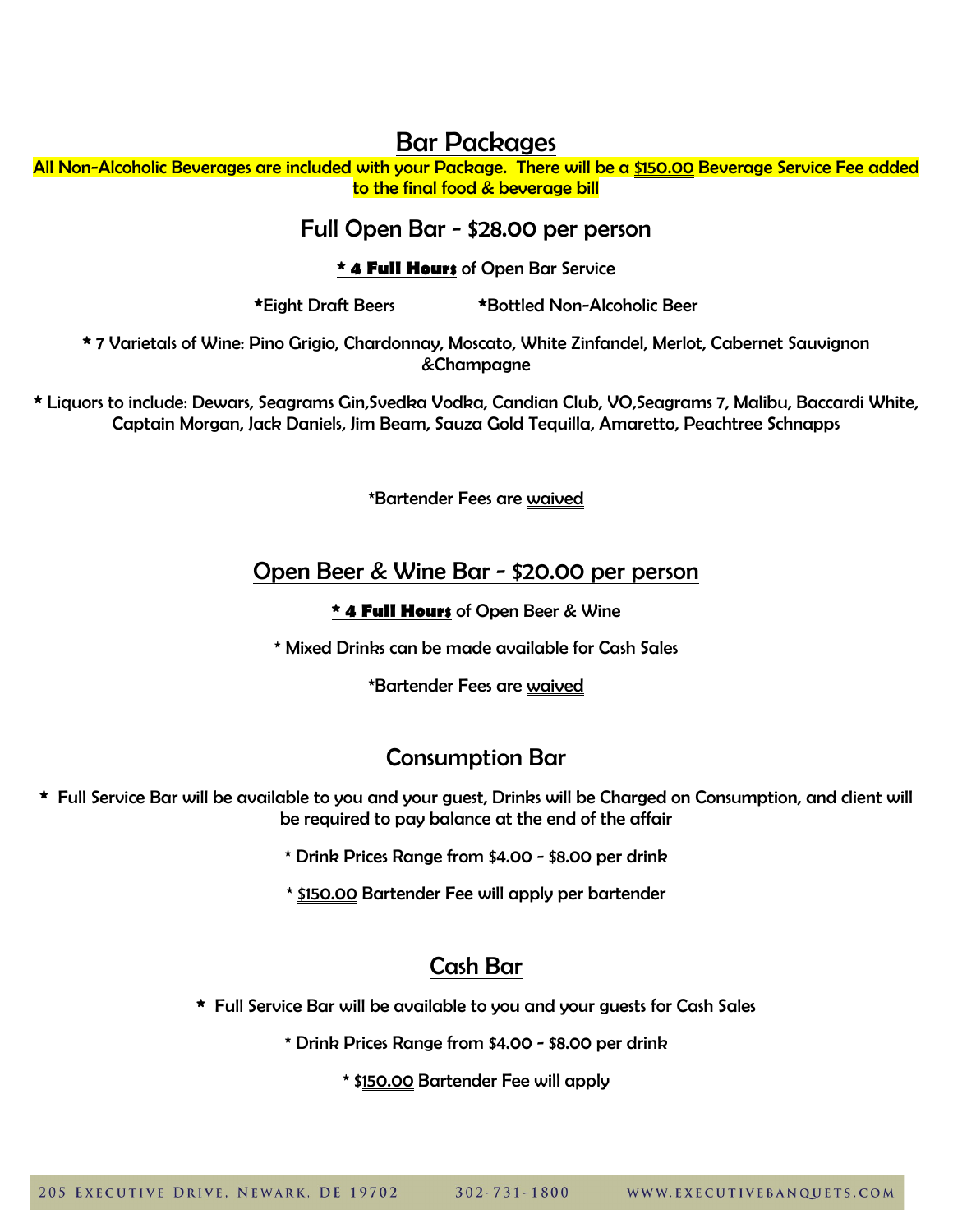# Bar Packages

All Non-Alcoholic Beverages are included with your Package. There will be a $150.00 Beverage Service Fee added to the final food & beverage bill

## Full Open Bar - $28.00 per person

* **4 Full Hours** of Open Bar Service

*Eight Draft Beers *Bottled Non-Alcoholic Beer

* 7 Varietals of Wine: Pino Grigio, Chardonnay, Moscato, White Zinfandel, Merlot, Cabernet Sauvignon &Champagne

* Liquors to include: Dewars, Seagrams Gin,Svedka Vodka, Candian Club, VO,Seagrams 7, Malibu, Baccardi White, Captain Morgan, Jack Daniels, Jim Beam, Sauza Gold Tequilla, Amaretto, Peachtree Schnapps

*Bartender Fees are waived

## Open Beer & Wine Bar - $20.00 per person

* **4 Full Hours** of Open Beer & Wine

* Mixed Drinks can be made available for Cash Sales

*Bartender Fees are waived

## Consumption Bar

* Full Service Bar will be available to you and your guest, Drinks will be Charged on Consumption, and client will be required to pay balance at the end of the affair

* Drink Prices Range from $4.00 - $8.00 per drink

* $150.00 Bartender Fee will apply per bartender

## Cash Bar

* Full Service Bar will be available to you and your guests for Cash Sales

* Drink Prices Range from $4.00 - $8.00 per drink

* $150.00 Bartender Fee will apply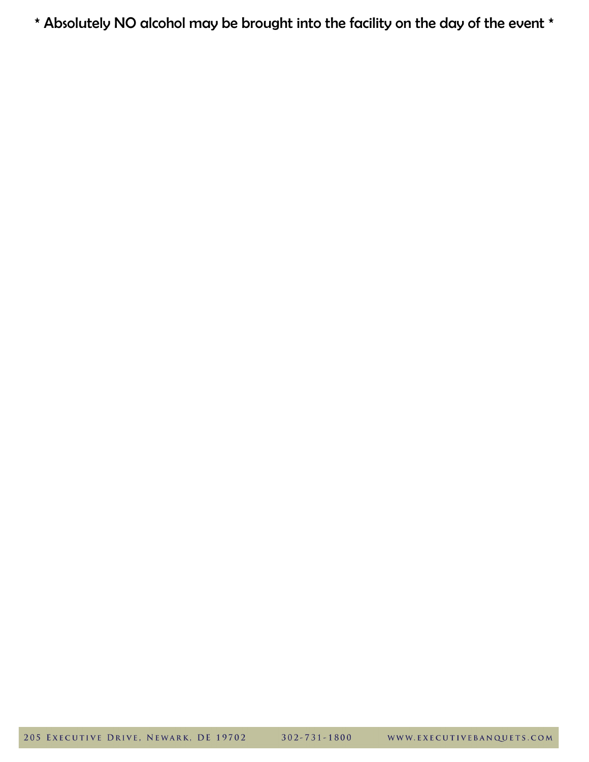* Absolutely NO alcohol may be brought into the facility on the day of the event *